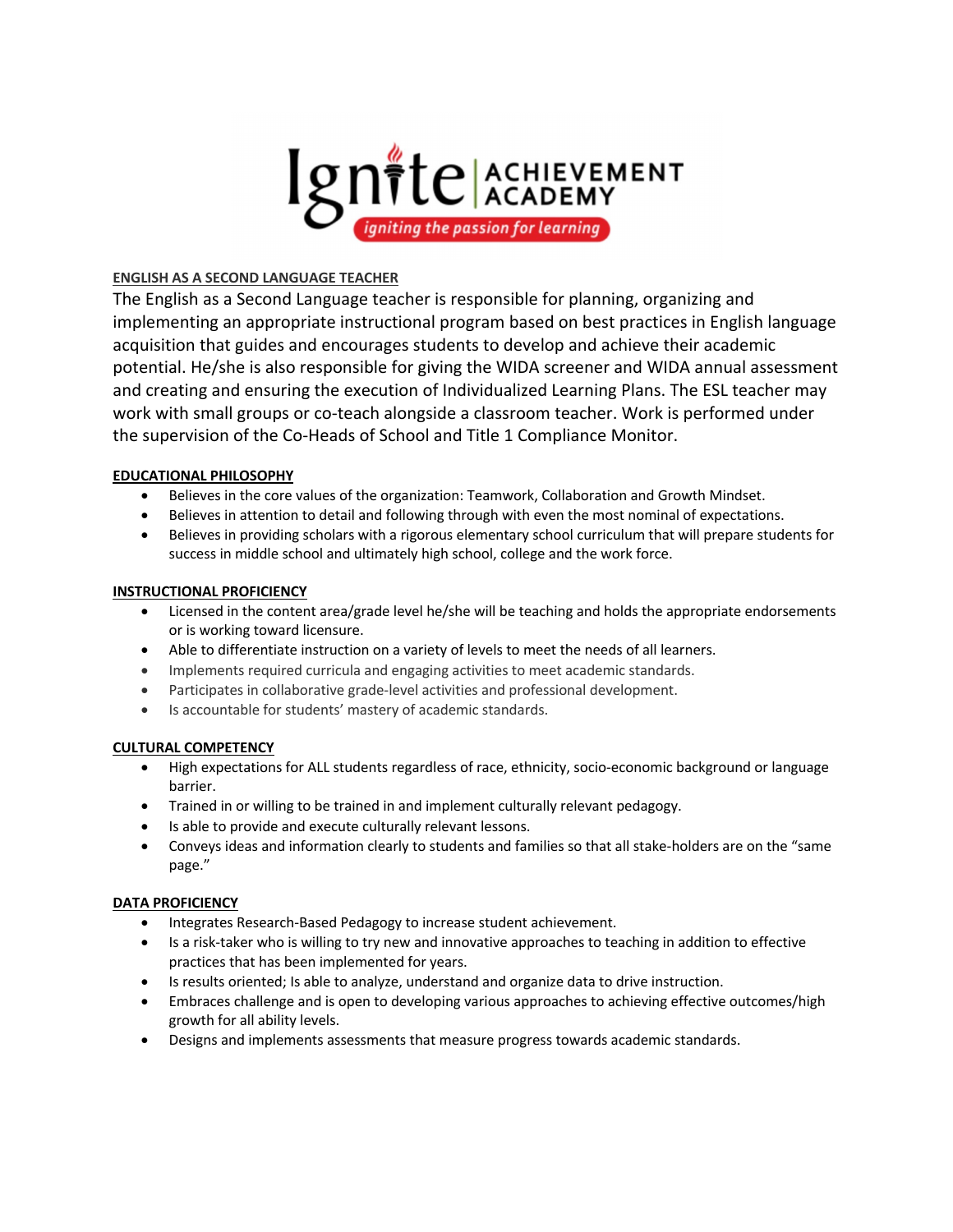Ignite ACHIEVEMENT ACADEMY

*igniting the passion for learning*

## ENGLISH AS A SECOND LANGUAGE TEACHER

The English as a Second Language teacher is responsible for planning, organizing and implementing an appropriate instructional program based on best practices in English language acquisition that guides and encourages students to develop and achieve their academic potential. He/she is also responsible for giving the WIDA screener and WIDA annual assessment and creating and ensuring the execution of Individualized Learning Plans. The ESL teacher may work with small groups or co-teach alongside a classroom teacher. Work is performed under the supervision of the Co-Heads of School and Title 1 Compliance Monitor.

### EDUCATIONAL PHILOSOPHY

- Believes in the core values of the organization: Teamwork, Collaboration and Growth Mindset.
- Believes in attention to detail and following through with even the most nominal of expectations.
- Believes in providing scholars with a rigorous elementary school curriculum that will prepare students for success in middle school and ultimately high school, college and the work force.

### INSTRUCTIONAL PROFICIENCY

- Licensed in the content area/grade level he/she will be teaching and holds the appropriate endorsements or is working toward licensure.
- Able to differentiate instruction on a variety of levels to meet the needs of all learners.
- Implements required curricula and engaging activities to meet academic standards.
- Participates in collaborative grade-level activities and professional development.
- Is accountable for students' mastery of academic standards.

### CULTURAL COMPETENCY

- High expectations for ALL students regardless of race, ethnicity, socio-economic background or language barrier.
- Trained in or willing to be trained in and implement culturally relevant pedagogy.
- Is able to provide and execute culturally relevant lessons.
- Conveys ideas and information clearly to students and families so that all stake-holders are on the "same page."

### DATA PROFICIENCY

- Integrates Research-Based Pedagogy to increase student achievement.
- Is a risk-taker who is willing to try new and innovative approaches to teaching in addition to effective practices that has been implemented for years.
- Is results oriented; Is able to analyze, understand and organize data to drive instruction.
- Embraces challenge and is open to developing various approaches to achieving effective outcomes/high growth for all ability levels.
- Designs and implements assessments that measure progress towards academic standards.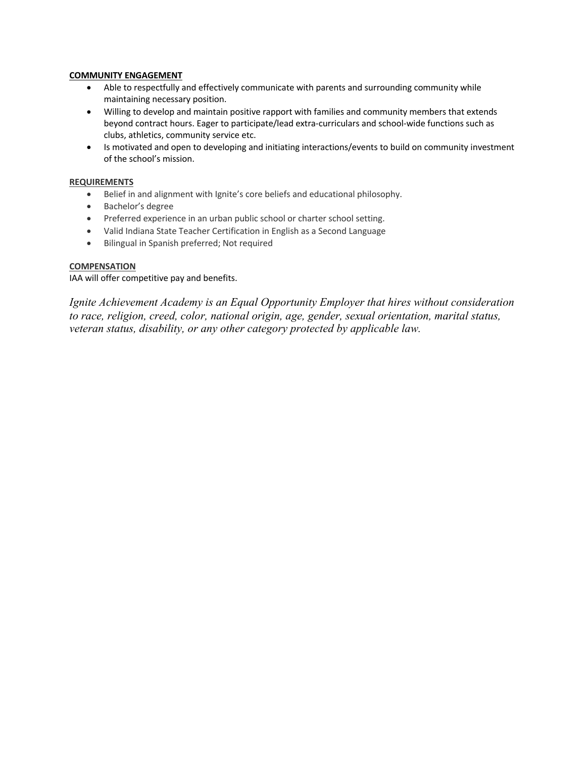**COMMUNITY ENGAGEMENT**

- Able to respectfully and effectively communicate with parents and surrounding community while maintaining necessary position.
- Willing to develop and maintain positive rapport with families and community members that extends beyond contract hours. Eager to participate/lead extra-curriculars and school-wide functions such as clubs, athletics, community service etc.
- Is motivated and open to developing and initiating interactions/events to build on community investment of the school's mission.

**REQUIREMENTS**

- Belief in and alignment with Ignite's core beliefs and educational philosophy.
- Bachelor's degree
- Preferred experience in an urban public school or charter school setting.
- Valid Indiana State Teacher Certification in English as a Second Language
- Bilingual in Spanish preferred; Not required

**COMPENSATION**

IAA will offer competitive pay and benefits.

*Ignite Achievement Academy is an Equal Opportunity Employer that hires without consideration to race, religion, creed, color, national origin, age, gender, sexual orientation, marital status, veteran status, disability, or any other category protected by applicable law.*